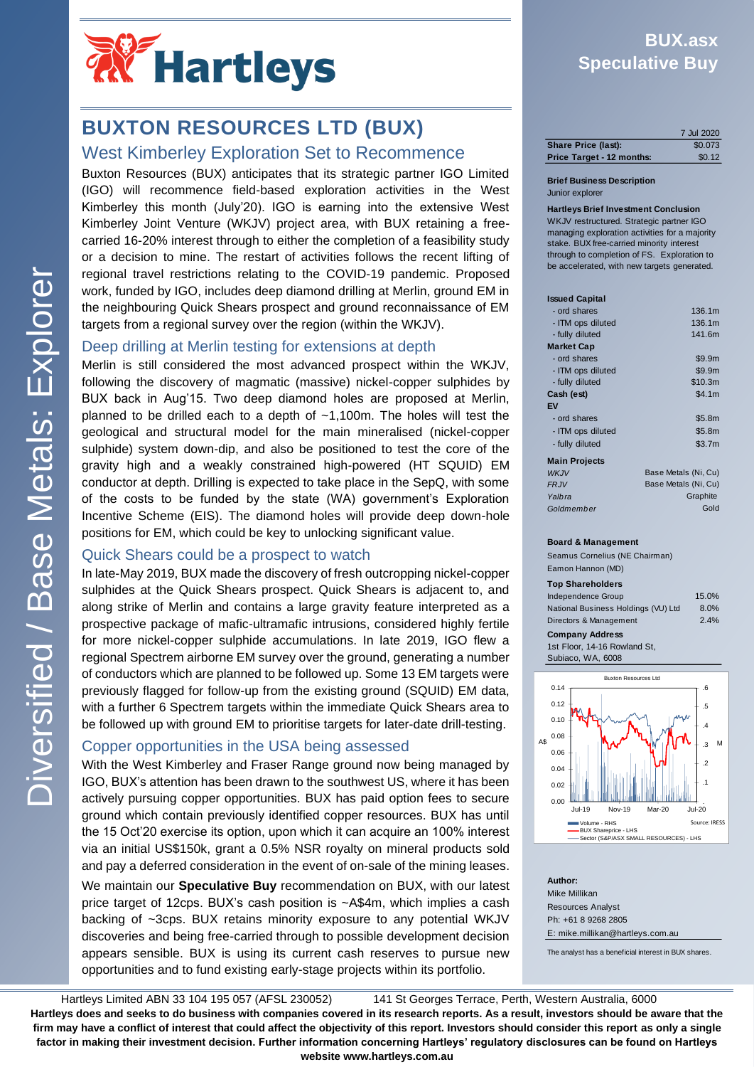# BUXTON RESOURCES LTD (BUX)

## West Kimberley Exploration Set to Recommence

Buxton Resources (BUX) anticipates that its strategic partner IGO Limited (IGO) will recommence field-based exploration activities in the West Kimberley this month (July'20). IGO is earning into the extensive West Kimberley Joint Venture (WKJV) project area, with BUX retaining a free-carried 16-20% interest through to either the completion of a feasibility study or a decision to mine. The restart of activities follows the recent lifting of regional travel restrictions relating to the COVID-19 pandemic. Proposed work, funded by IGO, includes deep diamond drilling at Merlin, ground EM in the neighbouring Quick Shears prospect and ground reconnaissance of EM targets from a regional survey over the region (within the WKJV).

## Deep drilling at Merlin testing for extensions at depth

Merlin is still considered the most advanced prospect within the WKJV, following the discovery of magmatic (massive) nickel-copper sulphides by BUX back in Aug'15. Two deep diamond holes are proposed at Merlin, planned to be drilled each to a depth of ~1,100m. The holes will test the geological and structural model for the main mineralised (nickel-copper sulphide) system down-dip, and also be positioned to test the core of the gravity high and a weakly constrained high-powered (HT SQUID) EM conductor at depth. Drilling is expected to take place in the SepQ, with some of the costs to be funded by the state (WA) government's Exploration Incentive Scheme (EIS). The diamond holes will provide deep down-hole positions for EM, which could be key to unlocking significant value.

## Quick Shears could be a prospect to watch

In late-May 2019, BUX made the discovery of fresh outcropping nickel-copper sulphides at the Quick Shears prospect. Quick Shears is adjacent to, and along strike of Merlin and contains a large gravity feature interpreted as a prospective package of mafic-ultramafic intrusions, considered highly fertile for more nickel-copper sulphide accumulations. In late 2019, IGO flew a regional Spectrem airborne EM survey over the ground, generating a number of conductors which are planned to be followed up. Some 13 EM targets were previously flagged for follow-up from the existing ground (SQUID) EM data, with a further 6 Spectrem targets within the immediate Quick Shears area to be followed up with ground EM to prioritise targets for later-date drill-testing.

## Copper opportunities in the USA being assessed

With the West Kimberley and Fraser Range ground now being managed by IGO, BUX's attention has been drawn to the southwest US, where it has been actively pursuing copper opportunities. BUX has paid option fees to secure ground which contain previously identified copper resources. BUX has until the 15 Oct'20 exercise its option, upon which it can acquire an 100% interest via an initial US$150k, grant a 0.5% NSR royalty on mineral products sold and pay a deferred consideration in the event of on-sale of the mining leases.

We maintain our **Speculative Buy** recommendation on BUX, with our latest price target of 12cps. BUX's cash position is ~A$4m, which implies a cash backing of ~3cps. BUX retains minority exposure to any potential WKJV discoveries and being free-carried through to possible development decision appears sensible. BUX is using its current cash reserves to pursue new opportunities and to fund existing early-stage projects within its portfolio.

---

**BUX.asx**
**Speculative Buy**

| | 7 Jul 2020 |
|---|---|
| **Share Price (last):** | $0.073 |
| **Price Target - 12 months:** | $0.12 |

**Brief Business Description**
Junior explorer

**Hartleys Brief Investment Conclusion**
WKJV restructured. Strategic partner IGO managing exploration activities for a majority stake. BUX free-carried minority interest through to completion of FS. Exploration to be accelerated, with new targets generated.

| **Issued Capital** | |
|---|---|
| - ord shares | 136.1m |
| - ITM ops diluted | 136.1m |
| - fully diluted | 141.6m |
| **Market Cap** | |
| - ord shares | $9.9m |
| - ITM ops diluted | $9.9m |
| - fully diluted | $10.3m |
| **Cash (est)** | $4.1m |
| **EV** | |
| - ord shares | $5.8m |
| - ITM ops diluted | $5.8m |
| - fully diluted | $3.7m |

| **Main Projects** | |
|---|---|
| *WKJV* | Base Metals (Ni, Cu) |
| *FRJV* | Base Metals (Ni, Cu) |
| *Yalbra* | Graphite |
| *Goldmember* | Gold |

**Board & Management**
Seamus Cornelius (NE Chairman)
Eamon Hannon (MD)

| **Top Shareholders** | |
|---|---|
| Independence Group | 15.0% |
| National Business Holdings (VU) Ltd | 8.0% |
| Directors & Management | 2.4% |

**Company Address**
1st Floor, 14-16 Rowland St,
Subiaco, WA, 6008

**Author:**
Mike Millikan
Resources Analyst
Ph: +61 8 9268 2805
E: mike.millikan@hartleys.com.au

The analyst has a beneficial interest in BUX shares.

---

Hartleys Limited ABN 33 104 195 057 (AFSL 230052) 141 St Georges Terrace, Perth, Western Australia, 6000

**Hartleys does and seeks to do business with companies covered in its research reports. As a result, investors should be aware that the firm may have a conflict of interest that could affect the objectivity of this report. Investors should consider this report as only a single factor in making their investment decision. Further information concerning Hartleys' regulatory disclosures can be found on Hartleys website www.hartleys.com.au**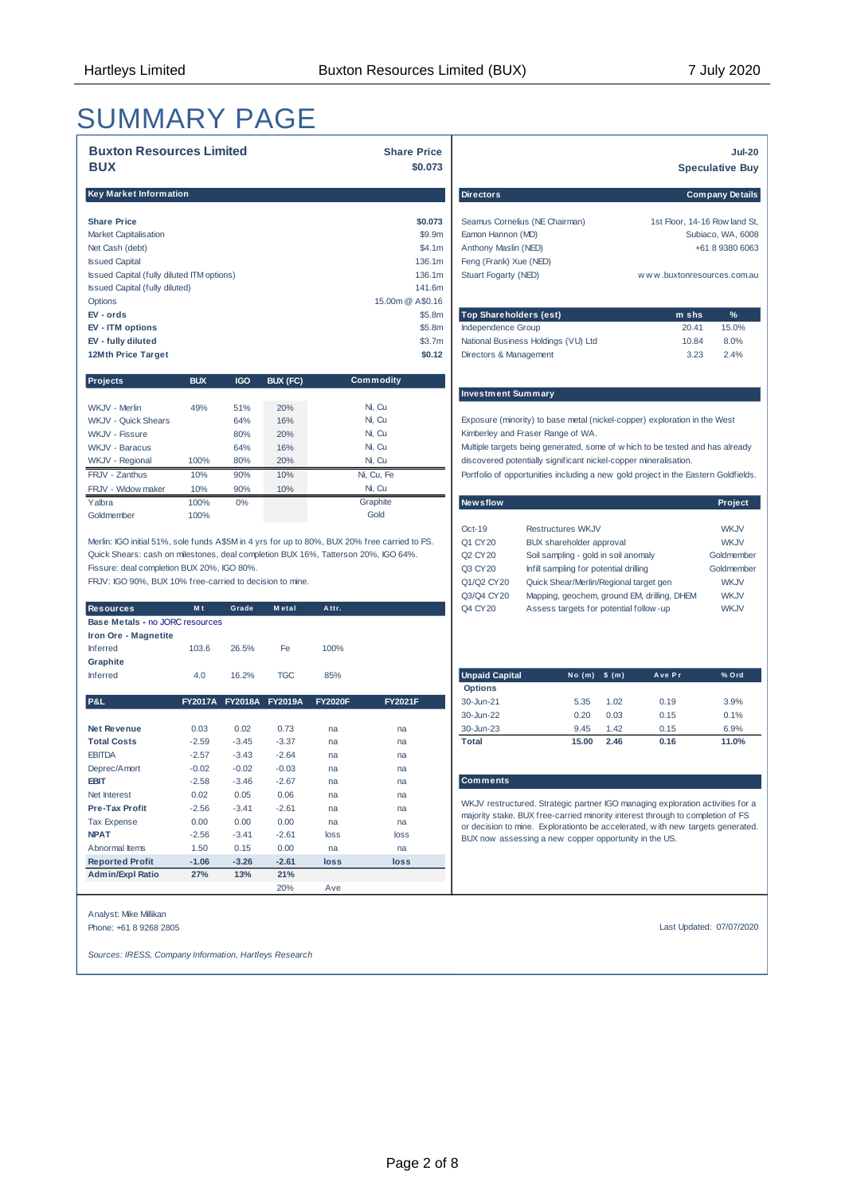# SUMMARY PAGE

**Buxton Resources Limited**
**BUX**

**Share Price** **$0.073**

**Jul-20**
**Speculative Buy**

| Key Market Information | |
|---|---|
| **Share Price** | **$0.073** |
| Market Capitalisation | $9.9m |
| Net Cash (debt) | $4.1m |
| Issued Capital | 136.1m |
| Issued Capital (fully diluted ITM options) | 136.1m |
| Issued Capital (fully diluted) | 141.6m |
| Options | 15.00m @ A$0.16 |
| **EV - ords** | $5.8m |
| **EV - ITM options** | $5.8m |
| **EV - fully diluted** | $3.7m |
| **12Mth Price Target** | **$0.12** |

| Projects | BUX | IGO | BUX (FC) | Commodity |
|---|---|---|---|---|
| WKJV - Merlin | 49% | 51% | 20% | Ni, Cu |
| WKJV - Quick Shears | | 64% | 16% | Ni, Cu |
| WKJV - Fissure | | 80% | 20% | Ni, Cu |
| WKJV - Baracus | | 64% | 16% | Ni, Cu |
| WKJV - Regional | 100% | 80% | 20% | Ni, Cu |
| FRJV - Zanthus | 10% | 90% | 10% | Ni, Cu, Fe |
| FRJV - Widow maker | 10% | 90% | 10% | Ni, Cu |
| Yalbra | 100% | 0% | | Graphite |
| Goldmember | 100% | | | Gold |

Merlin: IGO initial 51%, sole funds A$5M in 4 yrs for up to 80%, BUX 20% free carried to FS.
Quick Shears: cash on milestones, deal completion BUX 16%, Tatterson 20%, IGO 64%.
Fissure: deal completion BUX 20%, IGO 80%.
FRJV: IGO 90%, BUX 10% free-carried to decision to mine.

| Resources | Mt | Grade | Metal | Attr. |
|---|---|---|---|---|
| **Base Metals - no JORC resources** | | | | |
| **Iron Ore - Magnetite** | | | | |
| Inferred | 103.6 | 26.5% | Fe | 100% |
| **Graphite** | | | | |
| Inferred | 4.0 | 16.2% | TGC | 85% |

| P&L | FY2017A | FY2018A | FY2019A | FY2020F | FY2021F |
|---|---|---|---|---|---|
| **Net Revenue** | 0.03 | 0.02 | 0.73 | na | na |
| **Total Costs** | -2.59 | -3.45 | -3.37 | na | na |
| EBITDA | -2.57 | -3.43 | -2.64 | na | na |
| Deprec/Amort | -0.02 | -0.02 | -0.03 | na | na |
| **EBIT** | -2.58 | -3.46 | -2.67 | na | na |
| Net Interest | 0.02 | 0.05 | 0.06 | na | na |
| **Pre-Tax Profit** | -2.56 | -3.41 | -2.61 | na | na |
| Tax Expense | 0.00 | 0.00 | 0.00 | na | na |
| **NPAT** | -2.56 | -3.41 | -2.61 | loss | loss |
| Abnormal Items | 1.50 | 0.15 | 0.00 | na | na |
| **Reported Profit** | **-1.06** | **-3.26** | **-2.61** | **loss** | **loss** |
| **Admin/Expl Ratio** | **27%** | **13%** | **21%** | | |
| | | | 20% | Ave | |

| Directors | Company Details |
|---|---|
| Seamus Cornelius (NE Chairman) | 1st Floor, 14-16 Rowland St, |
| Eamon Hannon (MD) | Subiaco, WA, 6008 |
| Anthony Maslin (NED) | +61 8 9380 6063 |
| Feng (Frank) Xue (NED) | |
| Stuart Fogarty (NED) | www.buxtonresources.com.au |

| Top Shareholders (est) | m shs | % |
|---|---|---|
| Independence Group | 20.41 | 15.0% |
| National Business Holdings (VU) Ltd | 10.84 | 8.0% |
| Directors & Management | 3.23 | 2.4% |

**Investment Summary**

Exposure (minority) to base metal (nickel-copper) exploration in the West Kimberley and Fraser Range of WA.
Multiple targets being generated, some of which to be tested and has already discovered potentially significant nickel-copper mineralisation.
Portfolio of opportunities including a new gold project in the Eastern Goldfields.

| Newsflow | | Project |
|---|---|---|
| Oct-19 | Restructures WKJV | WKJV |
| Q1 CY20 | BUX shareholder approval | WKJV |
| Q2 CY20 | Soil sampling - gold in soil anomaly | Goldmember |
| Q3 CY20 | Infill sampling for potential drilling | Goldmember |
| Q1/Q2 CY20 | Quick Shear/Merlin/Regional target gen | WKJV |
| Q3/Q4 CY20 | Mapping, geochem, ground EM, drilling, DHEM | WKJV |
| Q4 CY20 | Assess targets for potential follow-up | WKJV |

| Unpaid Capital | No (m) | $ (m) | Ave Pr | % Ord |
|---|---|---|---|---|
| **Options** | | | | |
| 30-Jun-21 | 5.35 | 1.02 | 0.19 | 3.9% |
| 30-Jun-22 | 0.20 | 0.03 | 0.15 | 0.1% |
| 30-Jun-23 | 9.45 | 1.42 | 0.15 | 6.9% |
| **Total** | **15.00** | **2.46** | **0.16** | **11.0%** |

**Comments**

WKJV restructured. Strategic partner IGO managing exploration activities for a majority stake. BUX free-carried minority interest through to completion of FS or decision to mine. Explorationto be accelerated, with new targets generated. BUX now assessing a new copper opportunity in the US.

Analyst: Mike Millikan
Phone: +61 8 9268 2805

Last Updated: 07/07/2020

*Sources: IRESS, Company Information, Hartleys Research*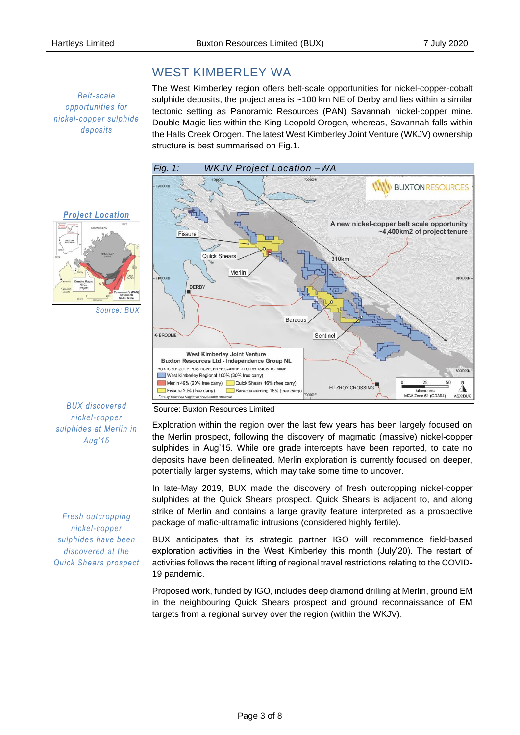## WEST KIMBERLEY WA

*Belt-scale opportunities for nickel-copper sulphide deposits*

The West Kimberley region offers belt-scale opportunities for nickel-copper-cobalt sulphide deposits, the project area is ~100 km NE of Derby and lies within a similar tectonic setting as Panoramic Resources (PAN) Savannah nickel-copper mine. Double Magic lies within the King Leopold Orogen, whereas, Savannah falls within the Halls Creek Orogen. The latest West Kimberley Joint Venture (WKJV) ownership structure is best summarised on Fig.1.

***Project Location***

*Source: BUX*

*Fig. 1: WKJV Project Location –WA*

Source: Buxton Resources Limited

*BUX discovered nickel-copper sulphides at Merlin in Aug'15*

Exploration within the region over the last few years has been largely focused on the Merlin prospect, following the discovery of magmatic (massive) nickel-copper sulphides in Aug'15. While ore grade intercepts have been reported, to date no deposits have been delineated. Merlin exploration is currently focused on deeper, potentially larger systems, which may take some time to uncover.

*Fresh outcropping nickel-copper sulphides have been discovered at the Quick Shears prospect*

In late-May 2019, BUX made the discovery of fresh outcropping nickel-copper sulphides at the Quick Shears prospect. Quick Shears is adjacent to, and along strike of Merlin and contains a large gravity feature interpreted as a prospective package of mafic-ultramafic intrusions (considered highly fertile).

BUX anticipates that its strategic partner IGO will recommence field-based exploration activities in the West Kimberley this month (July'20). The restart of activities follows the recent lifting of regional travel restrictions relating to the COVID-19 pandemic.

Proposed work, funded by IGO, includes deep diamond drilling at Merlin, ground EM in the neighbouring Quick Shears prospect and ground reconnaissance of EM targets from a regional survey over the region (within the WKJV).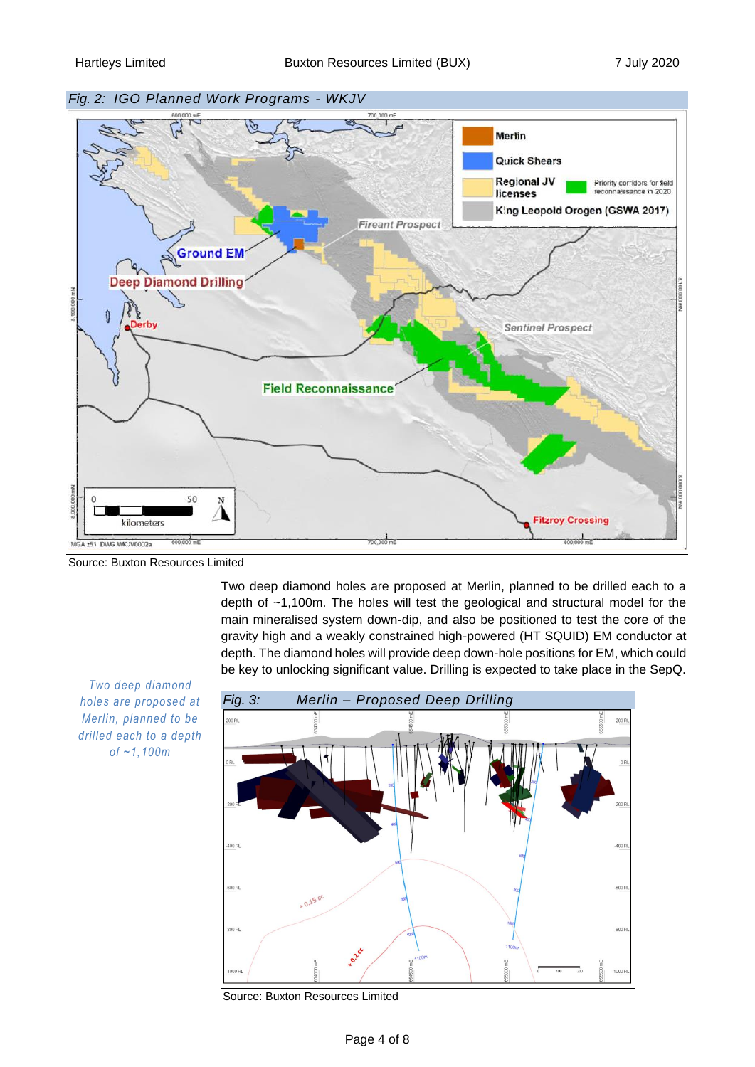*Fig. 2: IGO Planned Work Programs - WKJV*

Source: Buxton Resources Limited

Two deep diamond holes are proposed at Merlin, planned to be drilled each to a depth of ~1,100m. The holes will test the geological and structural model for the main mineralised system down-dip, and also be positioned to test the core of the gravity high and a weakly constrained high-powered (HT SQUID) EM conductor at depth. The diamond holes will provide deep down-hole positions for EM, which could be key to unlocking significant value. Drilling is expected to take place in the SepQ.

*Two deep diamond holes are proposed at Merlin, planned to be drilled each to a depth of ~1,100m*

*Fig. 3: Merlin – Proposed Deep Drilling*

Source: Buxton Resources Limited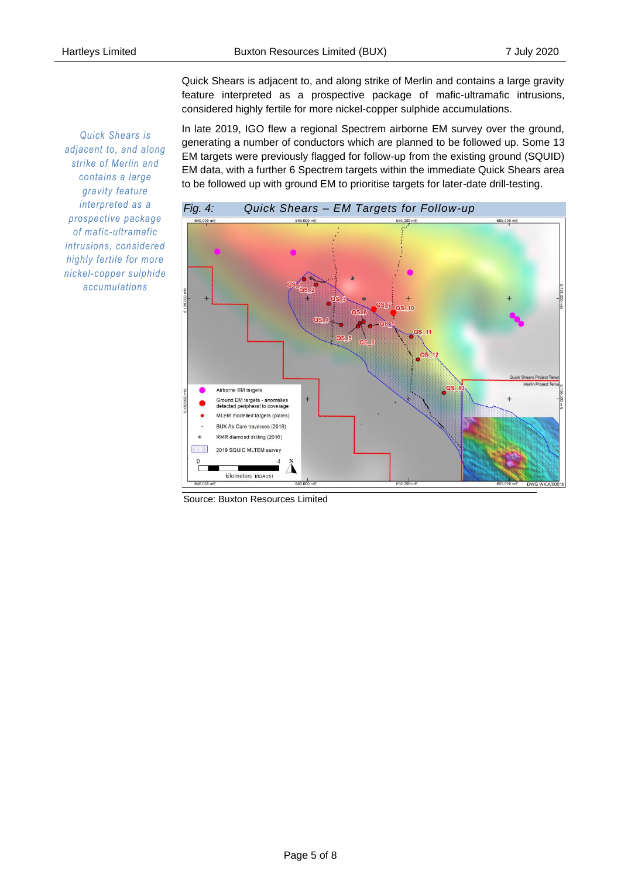Quick Shears is adjacent to, and along strike of Merlin and contains a large gravity feature interpreted as a prospective package of mafic-ultramafic intrusions, considered highly fertile for more nickel-copper sulphide accumulations.

*Quick Shears is adjacent to, and along strike of Merlin and contains a large gravity feature interpreted as a prospective package of mafic-ultramafic intrusions, considered highly fertile for more nickel-copper sulphide accumulations*

In late 2019, IGO flew a regional Spectrem airborne EM survey over the ground, generating a number of conductors which are planned to be followed up. Some 13 EM targets were previously flagged for follow-up from the existing ground (SQUID) EM data, with a further 6 Spectrem targets within the immediate Quick Shears area to be followed up with ground EM to prioritise targets for later-date drill-testing.

*Fig. 4: Quick Shears – EM Targets for Follow-up*

Source: Buxton Resources Limited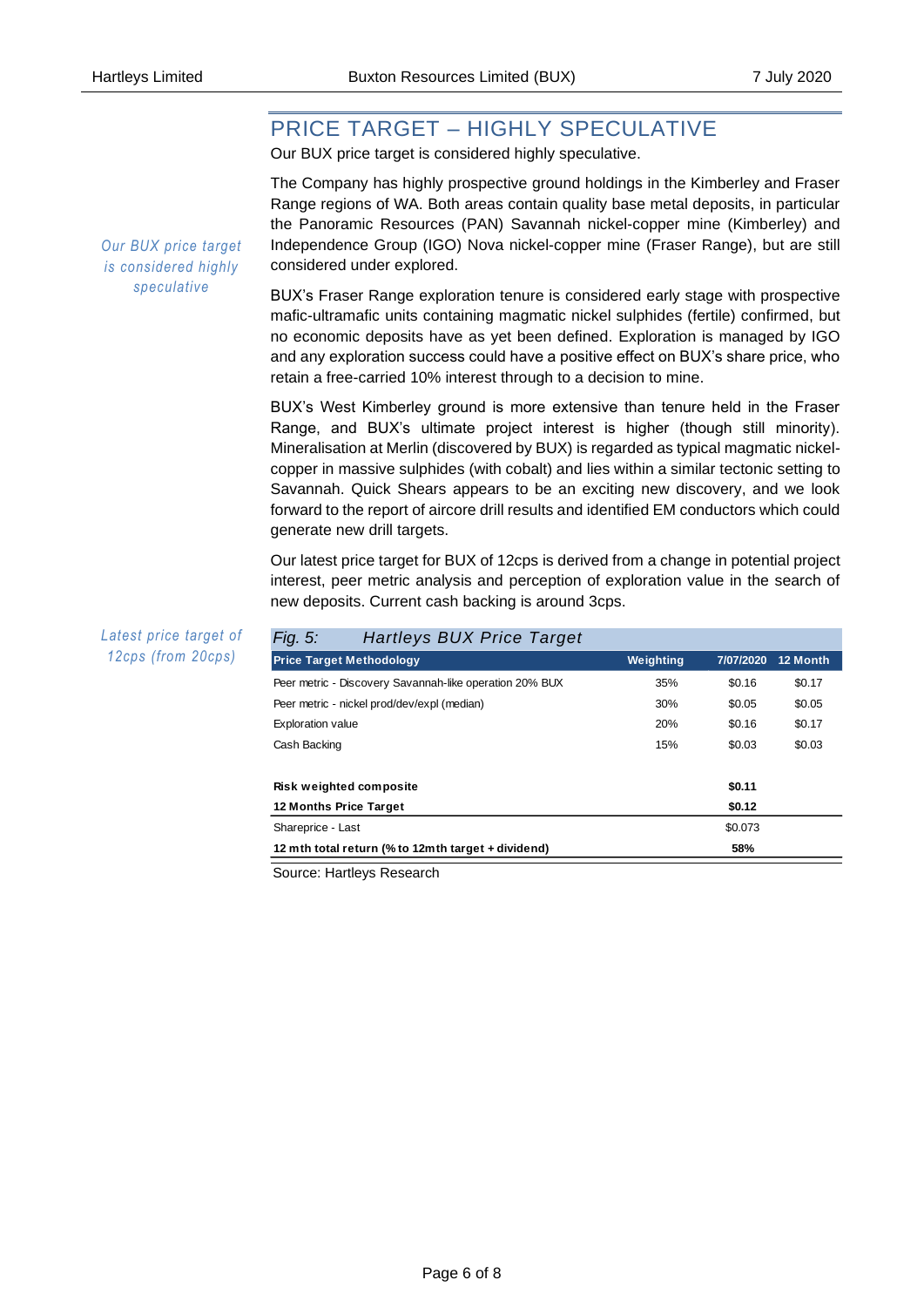## PRICE TARGET – HIGHLY SPECULATIVE

Our BUX price target is considered highly speculative.

*Our BUX price target is considered highly speculative*

The Company has highly prospective ground holdings in the Kimberley and Fraser Range regions of WA. Both areas contain quality base metal deposits, in particular the Panoramic Resources (PAN) Savannah nickel-copper mine (Kimberley) and Independence Group (IGO) Nova nickel-copper mine (Fraser Range), but are still considered under explored.

BUX's Fraser Range exploration tenure is considered early stage with prospective mafic-ultramafic units containing magmatic nickel sulphides (fertile) confirmed, but no economic deposits have as yet been defined. Exploration is managed by IGO and any exploration success could have a positive effect on BUX's share price, who retain a free-carried 10% interest through to a decision to mine.

BUX's West Kimberley ground is more extensive than tenure held in the Fraser Range, and BUX's ultimate project interest is higher (though still minority). Mineralisation at Merlin (discovered by BUX) is regarded as typical magmatic nickel-copper in massive sulphides (with cobalt) and lies within a similar tectonic setting to Savannah. Quick Shears appears to be an exciting new discovery, and we look forward to the report of aircore drill results and identified EM conductors which could generate new drill targets.

Our latest price target for BUX of 12cps is derived from a change in potential project interest, peer metric analysis and perception of exploration value in the search of new deposits. Current cash backing is around 3cps.

*Latest price target of 12cps (from 20cps)*

*Fig. 5: Hartleys BUX Price Target*

| Price Target Methodology | Weighting | 7/07/2020 | 12 Month |
|---|---|---|---|
| Peer metric - Discovery Savannah-like operation 20% BUX | 35% | $0.16 | $0.17 |
| Peer metric - nickel prod/dev/expl (median) | 30% | $0.05 | $0.05 |
| Exploration value | 20% | $0.16 | $0.17 |
| Cash Backing | 15% | $0.03 | $0.03 |
| | | | |
| **Risk weighted composite** | | **$0.11** | |
| **12 Months Price Target** | | **$0.12** | |
| Shareprice - Last | | $0.073 | |
| **12 mth total return (% to 12mth target + dividend)** | | **58%** | |

Source: Hartleys Research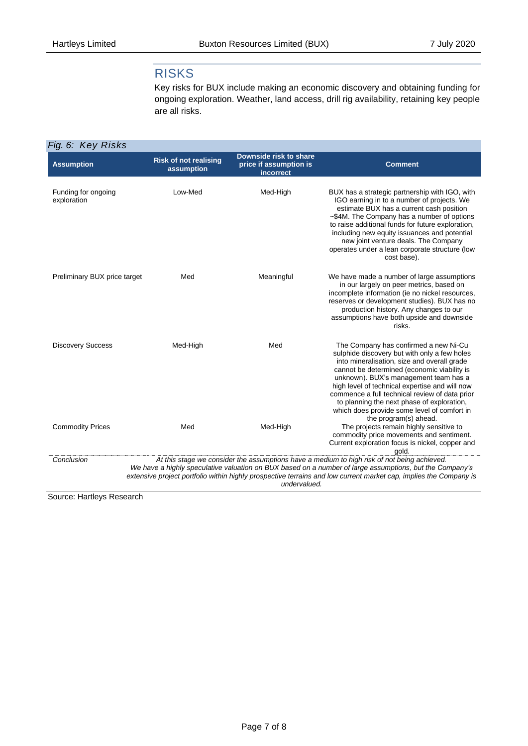## RISKS

Key risks for BUX include making an economic discovery and obtaining funding for ongoing exploration. Weather, land access, drill rig availability, retaining key people are all risks.

*Fig. 6: Key Risks*

| Assumption | Risk of not realising assumption | Downside risk to share price if assumption is incorrect | Comment |
|---|---|---|---|
| Funding for ongoing exploration | Low-Med | Med-High | BUX has a strategic partnership with IGO, with IGO earning in to a number of projects. We estimate BUX has a current cash position ~$4M. The Company has a number of options to raise additional funds for future exploration, including new equity issuances and potential new joint venture deals. The Company operates under a lean corporate structure (low cost base). |
| Preliminary BUX price target | Med | Meaningful | We have made a number of large assumptions in our largely on peer metrics, based on incomplete information (ie no nickel resources, reserves or development studies). BUX has no production history. Any changes to our assumptions have both upside and downside risks. |
| Discovery Success | Med-High | Med | The Company has confirmed a new Ni-Cu sulphide discovery but with only a few holes into mineralisation, size and overall grade cannot be determined (economic viability is unknown). BUX's management team has a high level of technical expertise and will now commence a full technical review of data prior to planning the next phase of exploration, which does provide some level of comfort in the program(s) ahead. |
| Commodity Prices | Med | Med-High | The projects remain highly sensitive to commodity price movements and sentiment. Current exploration focus is nickel, copper and gold. |
| *Conclusion* | *At this stage we consider the assumptions have a medium to high risk of not being achieved. We have a highly speculative valuation on BUX based on a number of large assumptions, but the Company's extensive project portfolio within highly prospective terrains and low current market cap, implies the Company is undervalued.* | | |

Source: Hartleys Research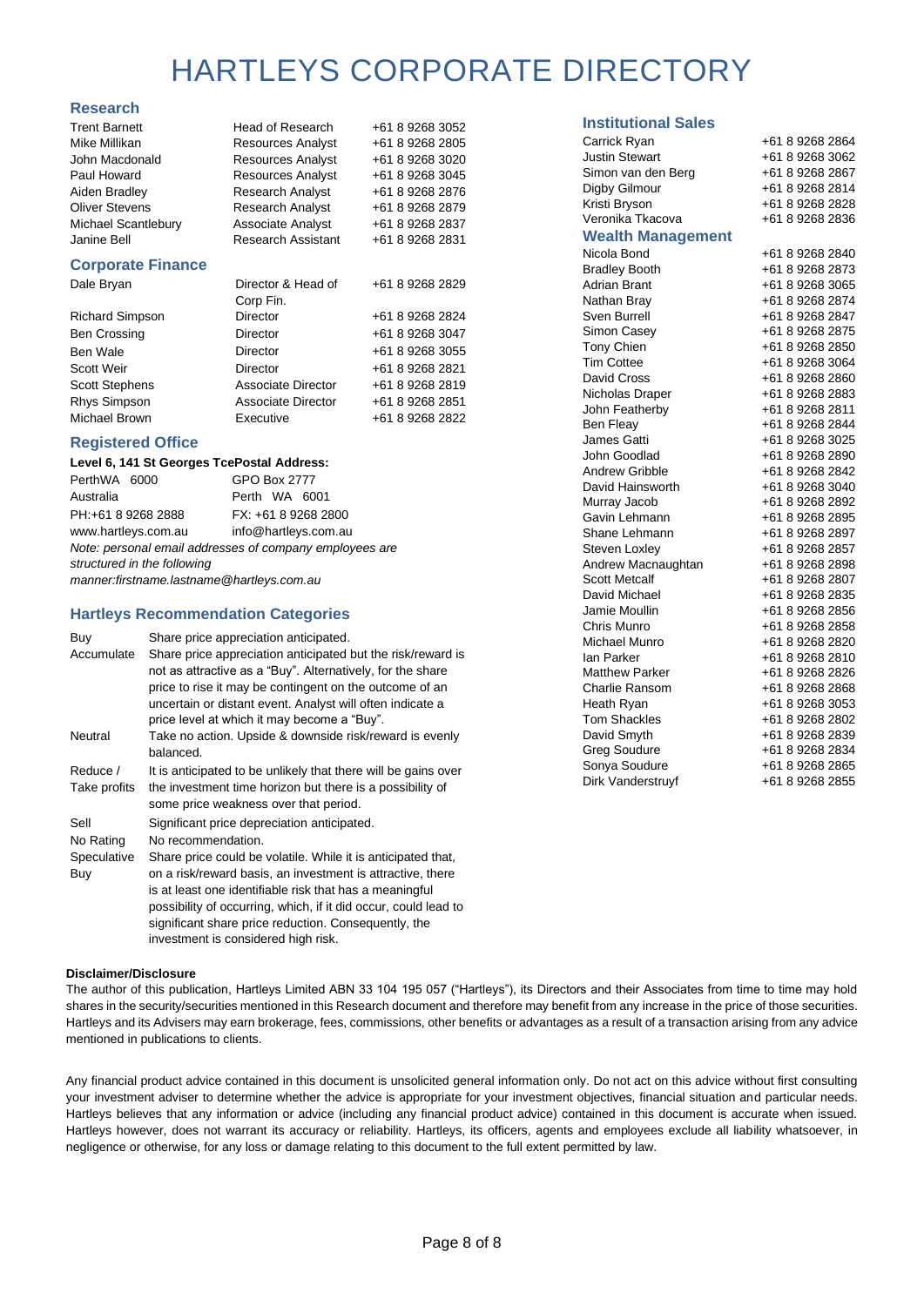# HARTLEYS CORPORATE DIRECTORY

## Research

| | | |
|---|---|---|
| Trent Barnett | Head of Research | +61 8 9268 3052 |
| Mike Millikan | Resources Analyst | +61 8 9268 2805 |
| John Macdonald | Resources Analyst | +61 8 9268 3020 |
| Paul Howard | Resources Analyst | +61 8 9268 3045 |
| Aiden Bradley | Research Analyst | +61 8 9268 2876 |
| Oliver Stevens | Research Analyst | +61 8 9268 2879 |
| Michael Scantlebury | Associate Analyst | +61 8 9268 2837 |
| Janine Bell | Research Assistant | +61 8 9268 2831 |

## Corporate Finance

| | | |
|---|---|---|
| Dale Bryan | Director & Head of Corp Fin. | +61 8 9268 2829 |
| Richard Simpson | Director | +61 8 9268 2824 |
| Ben Crossing | Director | +61 8 9268 3047 |
| Ben Wale | Director | +61 8 9268 3055 |
| Scott Weir | Director | +61 8 9268 2821 |
| Scott Stephens | Associate Director | +61 8 9268 2819 |
| Rhys Simpson | Associate Director | +61 8 9268 2851 |
| Michael Brown | Executive | +61 8 9268 2822 |

## Registered Office

**Level 6, 141 St Georges TcePostal Address:**

| | |
|---|---|
| PerthWA 6000 | GPO Box 2777 |
| Australia | Perth WA 6001 |
| PH:+61 8 9268 2888 | FX: +61 8 9268 2800 |
| www.hartleys.com.au | info@hartleys.com.au |

*Note: personal email addresses of company employees are structured in the following manner:firstname.lastname@hartleys.com.au*

## Hartleys Recommendation Categories

| | |
|---|---|
| Buy | Share price appreciation anticipated. |
| Accumulate | Share price appreciation anticipated but the risk/reward is not as attractive as a "Buy". Alternatively, for the share price to rise it may be contingent on the outcome of an uncertain or distant event. Analyst will often indicate a price level at which it may become a "Buy". |
| Neutral | Take no action. Upside & downside risk/reward is evenly balanced. |
| Reduce / Take profits | It is anticipated to be unlikely that there will be gains over the investment time horizon but there is a possibility of some price weakness over that period. |
| Sell | Significant price depreciation anticipated. |
| No Rating | No recommendation. |
| Speculative Buy | Share price could be volatile. While it is anticipated that, on a risk/reward basis, an investment is attractive, there is at least one identifiable risk that has a meaningful possibility of occurring, which, if it did occur, could lead to significant share price reduction. Consequently, the investment is considered high risk. |

## Institutional Sales

| | |
|---|---|
| Carrick Ryan | +61 8 9268 2864 |
| Justin Stewart | +61 8 9268 3062 |
| Simon van den Berg | +61 8 9268 2867 |
| Digby Gilmour | +61 8 9268 2814 |
| Kristi Bryson | +61 8 9268 2828 |
| Veronika Tkacova | +61 8 9268 2836 |

## Wealth Management

| | |
|---|---|
| Nicola Bond | +61 8 9268 2840 |
| Bradley Booth | +61 8 9268 2873 |
| Adrian Brant | +61 8 9268 3065 |
| Nathan Bray | +61 8 9268 2874 |
| Sven Burrell | +61 8 9268 2847 |
| Simon Casey | +61 8 9268 2875 |
| Tony Chien | +61 8 9268 2850 |
| Tim Cottee | +61 8 9268 3064 |
| David Cross | +61 8 9268 2860 |
| Nicholas Draper | +61 8 9268 2883 |
| John Featherby | +61 8 9268 2811 |
| Ben Fleay | +61 8 9268 2844 |
| James Gatti | +61 8 9268 3025 |
| John Goodlad | +61 8 9268 2890 |
| Andrew Gribble | +61 8 9268 2842 |
| David Hainsworth | +61 8 9268 3040 |
| Murray Jacob | +61 8 9268 2892 |
| Gavin Lehmann | +61 8 9268 2895 |
| Shane Lehmann | +61 8 9268 2897 |
| Steven Loxley | +61 8 9268 2857 |
| Andrew Macnaughtan | +61 8 9268 2898 |
| Scott Metcalf | +61 8 9268 2807 |
| David Michael | +61 8 9268 2835 |
| Jamie Moullin | +61 8 9268 2856 |
| Chris Munro | +61 8 9268 2858 |
| Michael Munro | +61 8 9268 2820 |
| Ian Parker | +61 8 9268 2810 |
| Matthew Parker | +61 8 9268 2826 |
| Charlie Ransom | +61 8 9268 2868 |
| Heath Ryan | +61 8 9268 3053 |
| Tom Shackles | +61 8 9268 2802 |
| David Smyth | +61 8 9268 2839 |
| Greg Soudure | +61 8 9268 2834 |
| Sonya Soudure | +61 8 9268 2865 |
| Dirk Vanderstruyf | +61 8 9268 2855 |

**Disclaimer/Disclosure**

The author of this publication, Hartleys Limited ABN 33 104 195 057 ("Hartleys"), its Directors and their Associates from time to time may hold shares in the security/securities mentioned in this Research document and therefore may benefit from any increase in the price of those securities. Hartleys and its Advisers may earn brokerage, fees, commissions, other benefits or advantages as a result of a transaction arising from any advice mentioned in publications to clients.

Any financial product advice contained in this document is unsolicited general information only. Do not act on this advice without first consulting your investment adviser to determine whether the advice is appropriate for your investment objectives, financial situation and particular needs. Hartleys believes that any information or advice (including any financial product advice) contained in this document is accurate when issued. Hartleys however, does not warrant its accuracy or reliability. Hartleys, its officers, agents and employees exclude all liability whatsoever, in negligence or otherwise, for any loss or damage relating to this document to the full extent permitted by law.